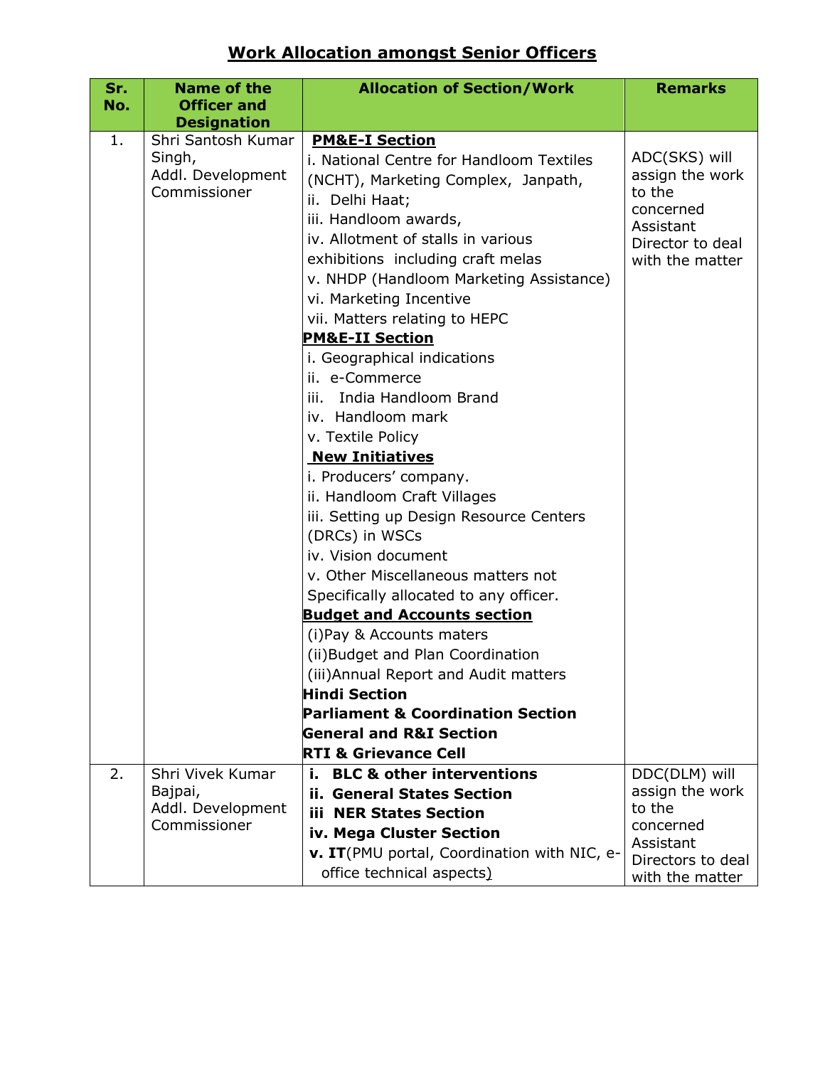# Work Allocation amongst Senior Officers

| Sr. No. | Name of the Officer and Designation | Allocation of Section/Work | Remarks |
|---|---|---|---|
| 1. | Shri Santosh Kumar Singh, Addl. Development Commissioner | **PM&E-I Section**<br>i. National Centre for Handloom Textiles (NCHT), Marketing Complex, Janpath,<br>ii. Delhi Haat;<br>iii. Handloom awards,<br>iv. Allotment of stalls in various exhibitions including craft melas<br>v. NHDP (Handloom Marketing Assistance)<br>vi. Marketing Incentive<br>vii. Matters relating to HEPC<br>**PM&E-II Section**<br>i. Geographical indications<br>ii. e-Commerce<br>iii. India Handloom Brand<br>iv. Handloom mark<br>v. Textile Policy<br>**New Initiatives**<br>i. Producers' company.<br>ii. Handloom Craft Villages<br>iii. Setting up Design Resource Centers (DRCs) in WSCs<br>iv. Vision document<br>v. Other Miscellaneous matters not Specifically allocated to any officer.<br>**Budget and Accounts section**<br>(i)Pay & Accounts maters<br>(ii)Budget and Plan Coordination<br>(iii)Annual Report and Audit matters<br>**Hindi Section**<br>**Parliament & Coordination Section**<br>**General and R&I Section**<br>**RTI & Grievance Cell** | ADC(SKS) will assign the work to the concerned Assistant Director to deal with the matter |
| 2. | Shri Vivek Kumar Bajpai, Addl. Development Commissioner | **i. BLC & other interventions**<br>**ii. General States Section**<br>**iii NER States Section**<br>**iv. Mega Cluster Section**<br>**v. IT**(PMU portal, Coordination with NIC, e-office technical aspects) | DDC(DLM) will assign the work to the concerned Assistant Directors to deal with the matter |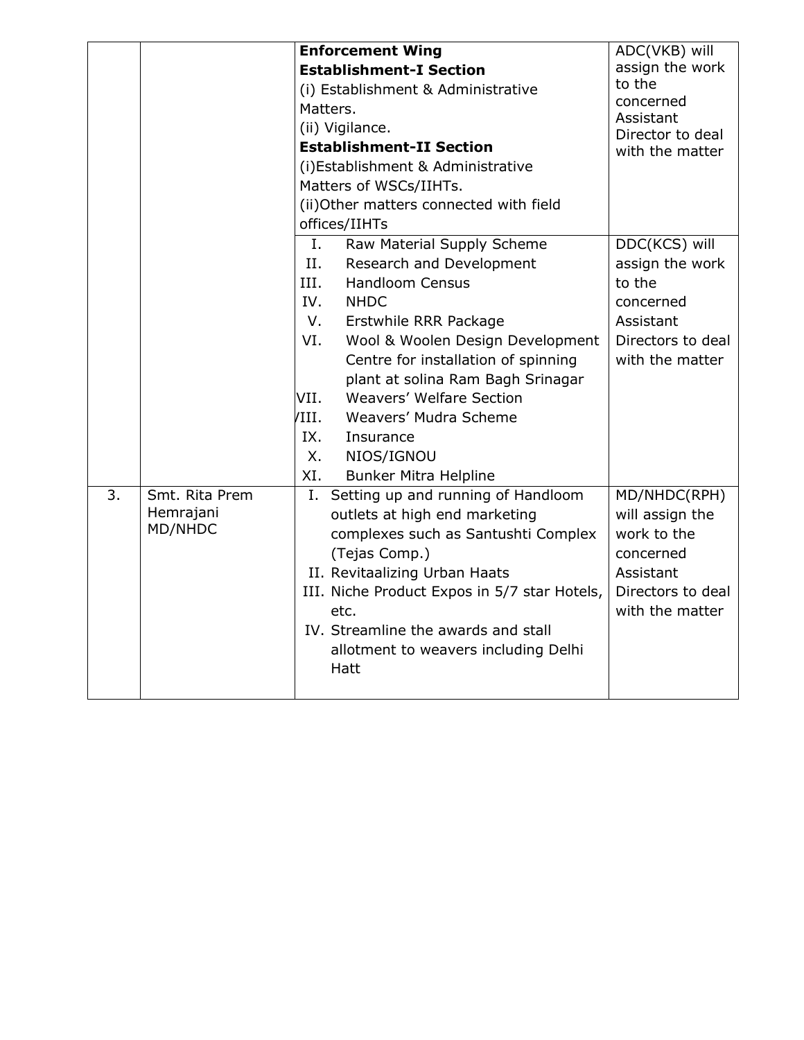| | | | |
|---|---|---|---|
| | | **Enforcement Wing**<br>**Establishment-I Section**<br>(i) Establishment & Administrative Matters.<br>(ii) Vigilance.<br>**Establishment-II Section**<br>(i)Establishment & Administrative Matters of WSCs/IIHTs.<br>(ii)Other matters connected with field offices/IIHTs | ADC(VKB) will assign the work to the concerned Assistant Director to deal with the matter |
| | | I. Raw Material Supply Scheme<br>II. Research and Development<br>III. Handloom Census<br>IV. NHDC<br>V. Erstwhile RRR Package<br>VI. Wool & Woolen Design Development Centre for installation of spinning plant at solina Ram Bagh Srinagar<br>VII. Weavers' Welfare Section<br>VIII. Weavers' Mudra Scheme<br>IX. Insurance<br>X. NIOS/IGNOU<br>XI. Bunker Mitra Helpline | DDC(KCS) will assign the work to the concerned Assistant Directors to deal with the matter |
| 3. | Smt. Rita Prem Hemrajani MD/NHDC | I. Setting up and running of Handloom outlets at high end marketing complexes such as Santushti Complex (Tejas Comp.)<br>II. Revitaalizing Urban Haats<br>III. Niche Product Expos in 5/7 star Hotels, etc.<br>IV. Streamline the awards and stall allotment to weavers including Delhi Hatt | MD/NHDC(RPH) will assign the work to the concerned Assistant Directors to deal with the matter |